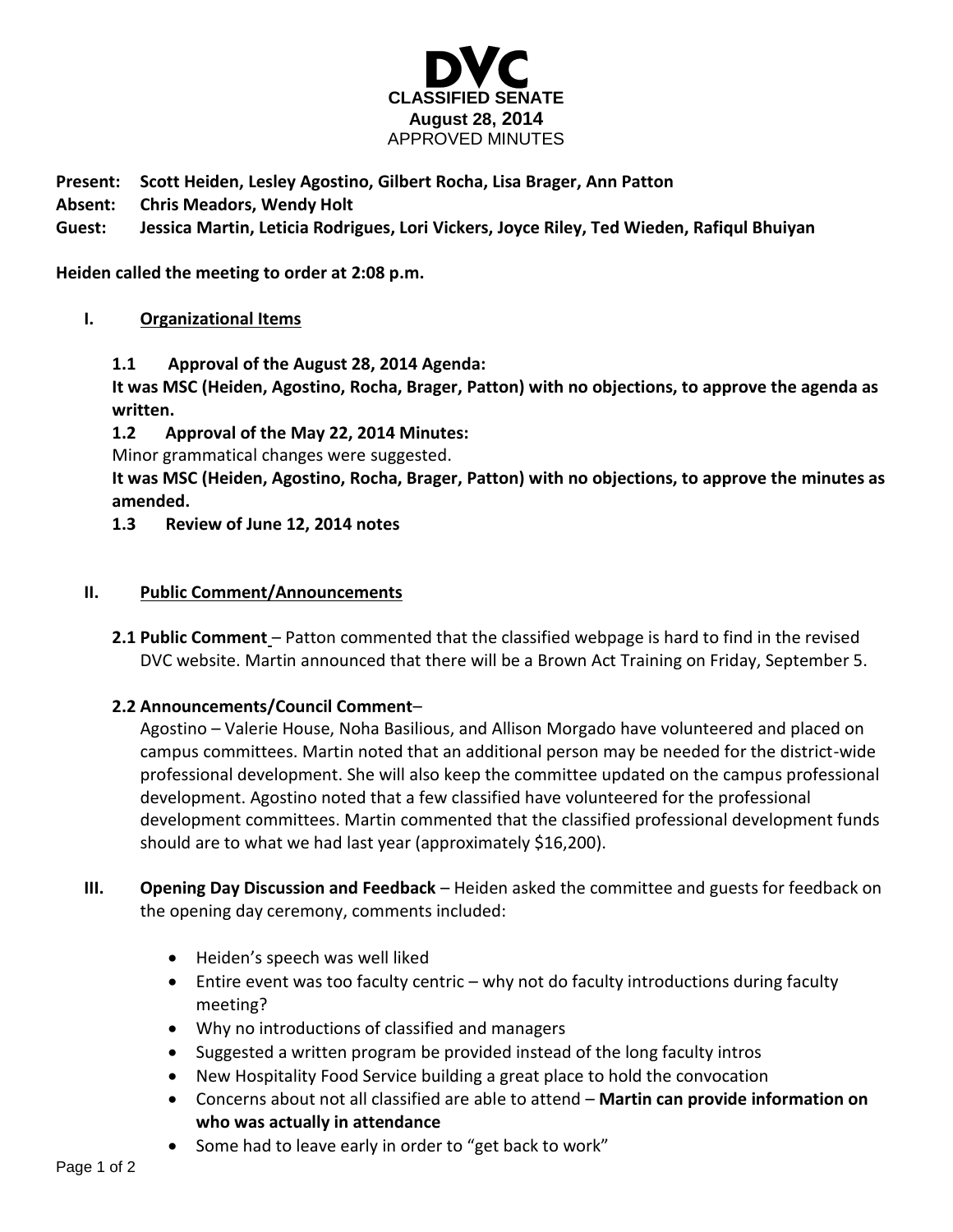# DVC

**CLASSIFIED SENATE**
**August 28, 2014**
APPROVED MINUTES

**Present:** **Scott Heiden, Lesley Agostino, Gilbert Rocha, Lisa Brager, Ann Patton**
**Absent:** **Chris Meadors, Wendy Holt**
**Guest:** **Jessica Martin, Leticia Rodrigues, Lori Vickers, Joyce Riley, Ted Wieden, Rafiqul Bhuiyan**

**Heiden called the meeting to order at 2:08 p.m.**

## I. Organizational Items

**1.1 Approval of the August 28, 2014 Agenda:**
**It was MSC (Heiden, Agostino, Rocha, Brager, Patton) with no objections, to approve the agenda as written.**

**1.2 Approval of the May 22, 2014 Minutes:**
Minor grammatical changes were suggested.
**It was MSC (Heiden, Agostino, Rocha, Brager, Patton) with no objections, to approve the minutes as amended.**

**1.3 Review of June 12, 2014 notes**

## II. Public Comment/Announcements

**2.1 Public Comment** – Patton commented that the classified webpage is hard to find in the revised DVC website. Martin announced that there will be a Brown Act Training on Friday, September 5.

**2.2 Announcements/Council Comment**–
Agostino – Valerie House, Noha Basilious, and Allison Morgado have volunteered and placed on campus committees. Martin noted that an additional person may be needed for the district-wide professional development. She will also keep the committee updated on the campus professional development. Agostino noted that a few classified have volunteered for the professional development committees. Martin commented that the classified professional development funds should are to what we had last year (approximately $16,200).

## III. Opening Day Discussion and Feedback

– Heiden asked the committee and guests for feedback on the opening day ceremony, comments included:

- Heiden's speech was well liked
- Entire event was too faculty centric – why not do faculty introductions during faculty meeting?
- Why no introductions of classified and managers
- Suggested a written program be provided instead of the long faculty intros
- New Hospitality Food Service building a great place to hold the convocation
- Concerns about not all classified are able to attend – **Martin can provide information on who was actually in attendance**
- Some had to leave early in order to "get back to work"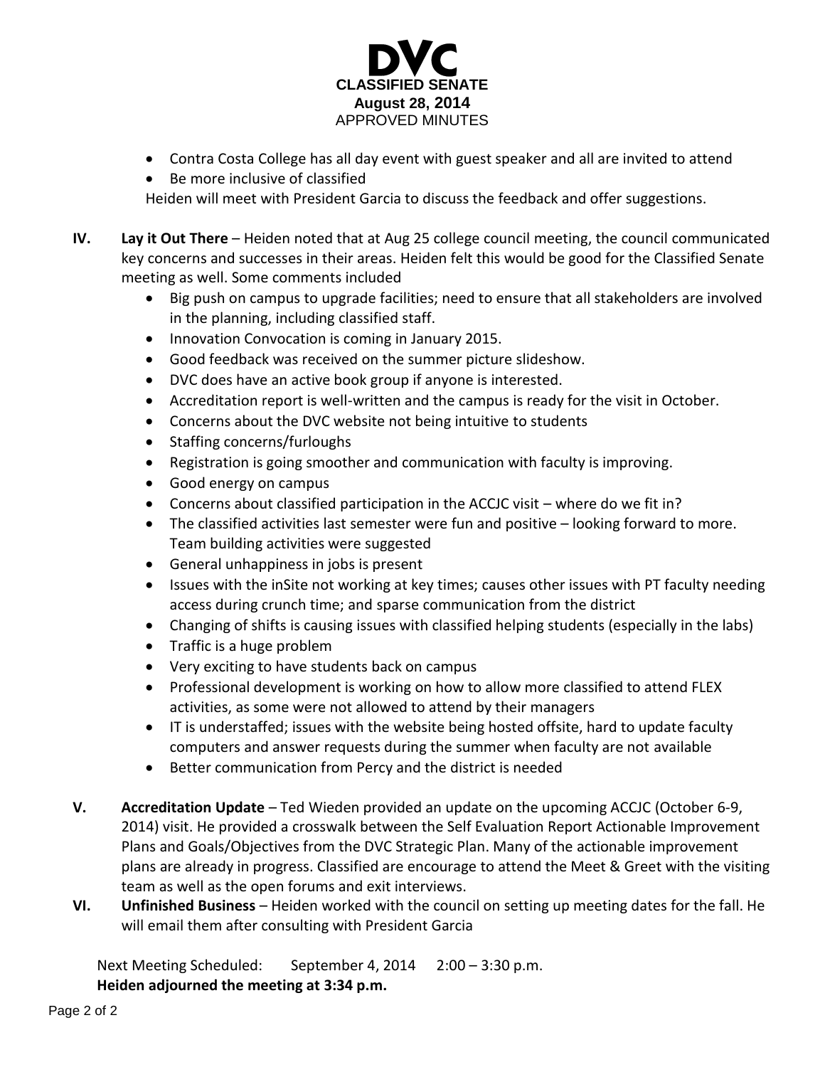# DVC

**CLASSIFIED SENATE**
**August 28, 2014**
APPROVED MINUTES

- Contra Costa College has all day event with guest speaker and all are invited to attend
- Be more inclusive of classified

Heiden will meet with President Garcia to discuss the feedback and offer suggestions.

**IV. Lay it Out There** – Heiden noted that at Aug 25 college council meeting, the council communicated key concerns and successes in their areas. Heiden felt this would be good for the Classified Senate meeting as well. Some comments included

- Big push on campus to upgrade facilities; need to ensure that all stakeholders are involved in the planning, including classified staff.
- Innovation Convocation is coming in January 2015.
- Good feedback was received on the summer picture slideshow.
- DVC does have an active book group if anyone is interested.
- Accreditation report is well-written and the campus is ready for the visit in October.
- Concerns about the DVC website not being intuitive to students
- Staffing concerns/furloughs
- Registration is going smoother and communication with faculty is improving.
- Good energy on campus
- Concerns about classified participation in the ACCJC visit – where do we fit in?
- The classified activities last semester were fun and positive – looking forward to more. Team building activities were suggested
- General unhappiness in jobs is present
- Issues with the inSite not working at key times; causes other issues with PT faculty needing access during crunch time; and sparse communication from the district
- Changing of shifts is causing issues with classified helping students (especially in the labs)
- Traffic is a huge problem
- Very exciting to have students back on campus
- Professional development is working on how to allow more classified to attend FLEX activities, as some were not allowed to attend by their managers
- IT is understaffed; issues with the website being hosted offsite, hard to update faculty computers and answer requests during the summer when faculty are not available
- Better communication from Percy and the district is needed

**V. Accreditation Update** – Ted Wieden provided an update on the upcoming ACCJC (October 6-9, 2014) visit. He provided a crosswalk between the Self Evaluation Report Actionable Improvement Plans and Goals/Objectives from the DVC Strategic Plan. Many of the actionable improvement plans are already in progress. Classified are encourage to attend the Meet & Greet with the visiting team as well as the open forums and exit interviews.

**VI. Unfinished Business** – Heiden worked with the council on setting up meeting dates for the fall. He will email them after consulting with President Garcia

Next Meeting Scheduled: September 4, 2014 2:00 – 3:30 p.m.

**Heiden adjourned the meeting at 3:34 p.m.**